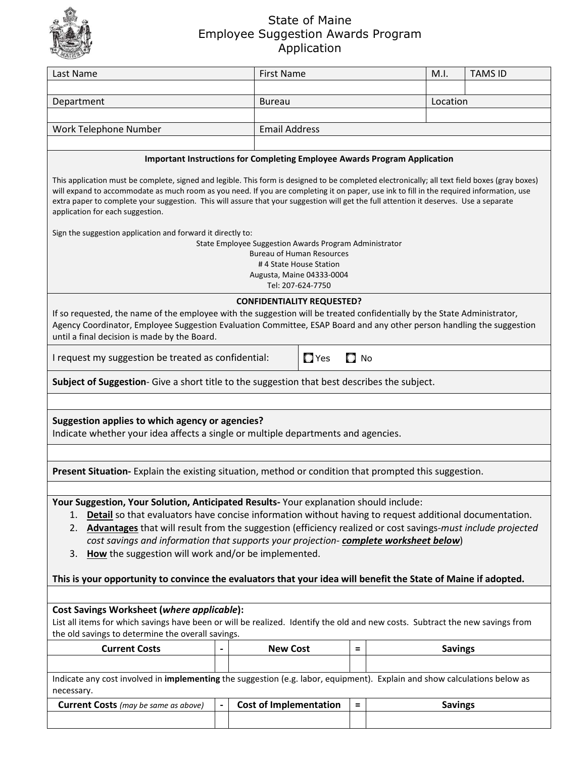# State of Maine
## Employee Suggestion Awards Program
## Application

| Last Name | First Name | M.I. | TAMS ID |
|---|---|---|---|
| | | | |
| **Department** | **Bureau** | **Location** | |
| | | | |
| **Work Telephone Number** | **Email Address** | | |
| | | | |

**Important Instructions for Completing Employee Awards Program Application**

This application must be complete, signed and legible. This form is designed to be completed electronically; all text field boxes (gray boxes) will expand to accommodate as much room as you need. If you are completing it on paper, use ink to fill in the required information, use extra paper to complete your suggestion. This will assure that your suggestion will get the full attention it deserves. Use a separate application for each suggestion.

Sign the suggestion application and forward it directly to:

State Employee Suggestion Awards Program Administrator
Bureau of Human Resources
# 4 State House Station
Augusta, Maine 04333-0004
Tel: 207-624-7750

**CONFIDENTIALITY REQUESTED?**

If so requested, the name of the employee with the suggestion will be treated confidentially by the State Administrator, Agency Coordinator, Employee Suggestion Evaluation Committee, ESAP Board and any other person handling the suggestion until a final decision is made by the Board.

| I request my suggestion be treated as confidential: | ☐ Yes ☐ No |
|---|---|

**Subject of Suggestion**- Give a short title to the suggestion that best describes the subject.

**Suggestion applies to which agency or agencies?**
Indicate whether your idea affects a single or multiple departments and agencies.

**Present Situation-** Explain the existing situation, method or condition that prompted this suggestion.

**Your Suggestion, Your Solution, Anticipated Results-** Your explanation should include:

1. **Detail** so that evaluators have concise information without having to request additional documentation.
2. **Advantages** that will result from the suggestion (efficiency realized or cost savings-*must include projected cost savings and information that supports your projection-* ***complete worksheet below***)
3. **How** the suggestion will work and/or be implemented.

**This is your opportunity to convince the evaluators that your idea will benefit the State of Maine if adopted.**

**Cost Savings Worksheet (*where applicable*):**
List all items for which savings have been or will be realized. Identify the old and new costs. Subtract the new savings from the old savings to determine the overall savings.

| Current Costs | - | New Cost | = | Savings |
|---|---|---|---|---|
| | | | | |

Indicate any cost involved in **implementing** the suggestion (e.g. labor, equipment). Explain and show calculations below as necessary.

| Current Costs *(may be same as above)* | - | Cost of Implementation | = | Savings |
|---|---|---|---|---|
| | | | | |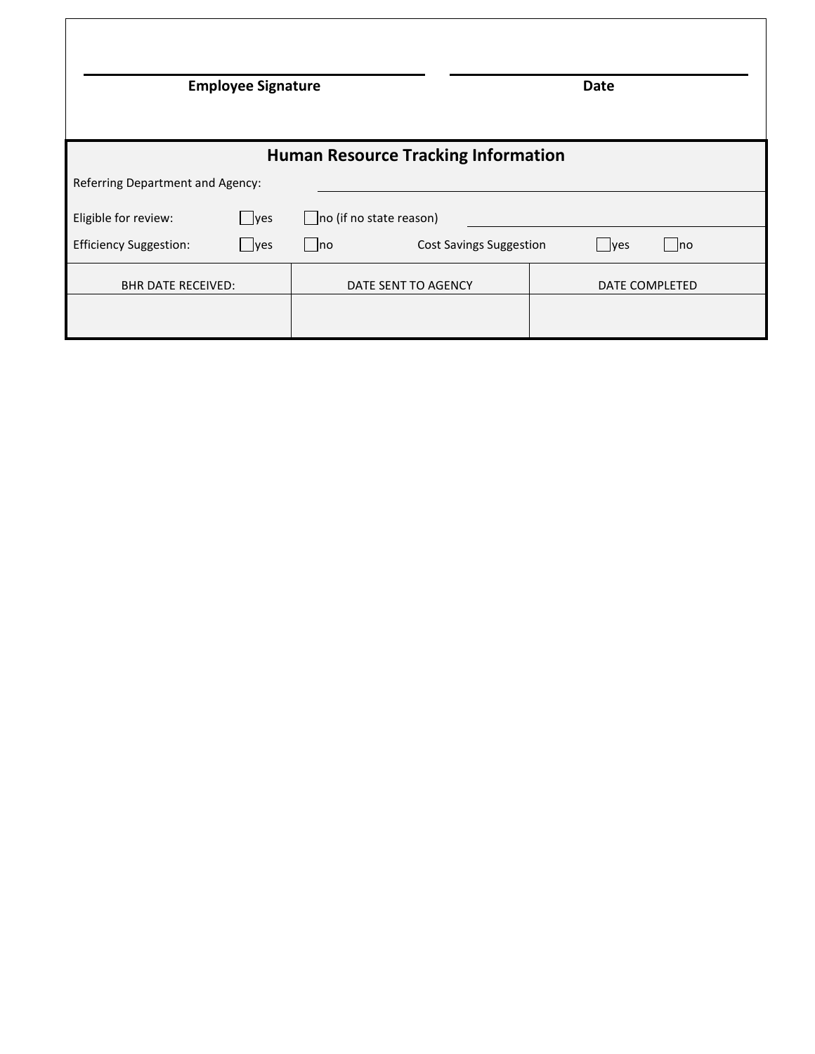Employee Signature ____________________ Date ____________________

## Human Resource Tracking Information

Referring Department and Agency: ____________________

Eligible for review: ☐ yes ☐ no (if no state reason) ____________________

Efficiency Suggestion: ☐ yes ☐ no Cost Savings Suggestion ☐ yes ☐ no

| BHR DATE RECEIVED: | DATE SENT TO AGENCY | DATE COMPLETED |
|---|---|---|
| | | |